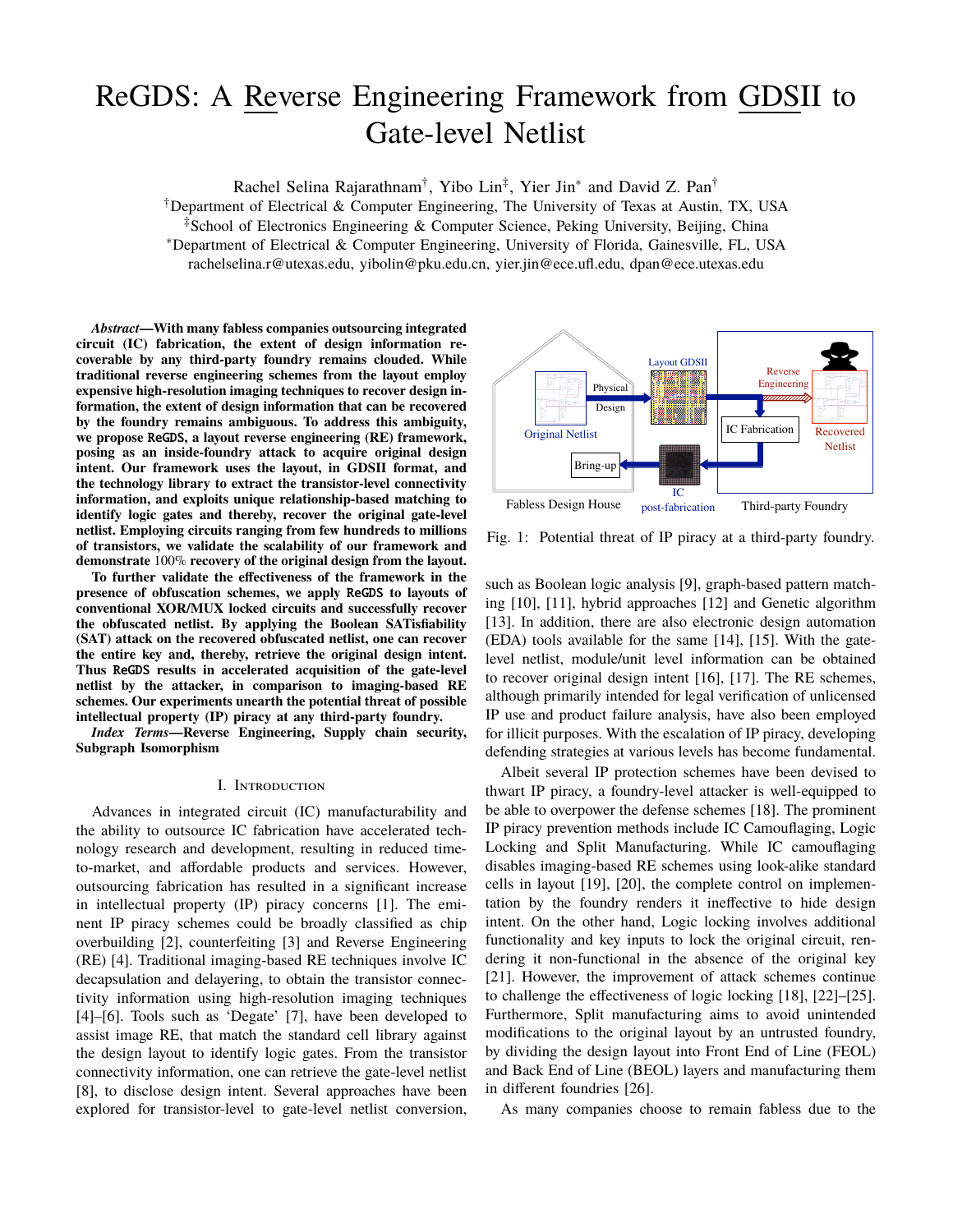# ReGDS: A Reverse Engineering Framework from GDSII to Gate-level Netlist

Rachel Selina Rajarathnam[†], Yibo Lin[‡], Yier Jin[*] and David Z. Pan[†]

[†]Department of Electrical & Computer Engineering, The University of Texas at Austin, TX, USA
[‡]School of Electronics Engineering & Computer Science, Peking University, Beijing, China
[*]Department of Electrical & Computer Engineering, University of Florida, Gainesville, FL, USA
rachelselina.r@utexas.edu, yibolin@pku.edu.cn, yier.jin@ece.ufl.edu, dpan@ece.utexas.edu

***Abstract*—With many fabless companies outsourcing integrated circuit (IC) fabrication, the extent of design information recoverable by any third-party foundry remains clouded. While traditional reverse engineering schemes from the layout employ expensive high-resolution imaging techniques to recover design information, the extent of design information that can be recovered by the foundry remains ambiguous. To address this ambiguity, we propose ReGDS, a layout reverse engineering (RE) framework, posing as an inside-foundry attack to acquire original design intent. Our framework uses the layout, in GDSII format, and the technology library to extract the transistor-level connectivity information, and exploits unique relationship-based matching to identify logic gates and thereby, recover the original gate-level netlist. Employing circuits ranging from few hundreds to millions of transistors, we validate the scalability of our framework and demonstrate 100% recovery of the original design from the layout.**

**To further validate the effectiveness of the framework in the presence of obfuscation schemes, we apply ReGDS to layouts of conventional XOR/MUX locked circuits and successfully recover the obfuscated netlist. By applying the Boolean SATisfiability (SAT) attack on the recovered obfuscated netlist, one can recover the entire key and, thereby, retrieve the original design intent. Thus ReGDS results in accelerated acquisition of the gate-level netlist by the attacker, in comparison to imaging-based RE schemes. Our experiments unearth the potential threat of possible intellectual property (IP) piracy at any third-party foundry.**

***Index Terms*—Reverse Engineering, Supply chain security, Subgraph Isomorphism**

## I. Introduction

Advances in integrated circuit (IC) manufacturability and the ability to outsource IC fabrication have accelerated technology research and development, resulting in reduced time-to-market, and affordable products and services. However, outsourcing fabrication has resulted in a significant increase in intellectual property (IP) piracy concerns [1]. The eminent IP piracy schemes could be broadly classified as chip overbuilding [2], counterfeiting [3] and Reverse Engineering (RE) [4]. Traditional imaging-based RE techniques involve IC decapsulation and delayering, to obtain the transistor connectivity information using high-resolution imaging techniques [4]–[6]. Tools such as 'Degate' [7], have been developed to assist image RE, that match the standard cell library against the design layout to identify logic gates. From the transistor connectivity information, one can retrieve the gate-level netlist [8], to disclose design intent. Several approaches have been explored for transistor-level to gate-level netlist conversion, such as Boolean logic analysis [9], graph-based pattern matching [10], [11], hybrid approaches [12] and Genetic algorithm [13]. In addition, there are also electronic design automation (EDA) tools available for the same [14], [15]. With the gate-level netlist, module/unit level information can be obtained to recover original design intent [16], [17]. The RE schemes, although primarily intended for legal verification of unlicensed IP use and product failure analysis, have also been employed for illicit purposes. With the escalation of IP piracy, developing defending strategies at various levels has become fundamental.

Fabless Design House | Third-party Foundry

Fig. 1: Potential threat of IP piracy at a third-party foundry.

Albeit several IP protection schemes have been devised to thwart IP piracy, a foundry-level attacker is well-equipped to be able to overpower the defense schemes [18]. The prominent IP piracy prevention methods include IC Camouflaging, Logic Locking and Split Manufacturing. While IC camouflaging disables imaging-based RE schemes using look-alike standard cells in layout [19], [20], the complete control on implementation by the foundry renders it ineffective to hide design intent. On the other hand, Logic locking involves additional functionality and key inputs to lock the original circuit, rendering it non-functional in the absence of the original key [21]. However, the improvement of attack schemes continue to challenge the effectiveness of logic locking [18], [22]–[25]. Furthermore, Split manufacturing aims to avoid unintended modifications to the original layout by an untrusted foundry, by dividing the design layout into Front End of Line (FEOL) and Back End of Line (BEOL) layers and manufacturing them in different foundries [26].

As many companies choose to remain fabless due to the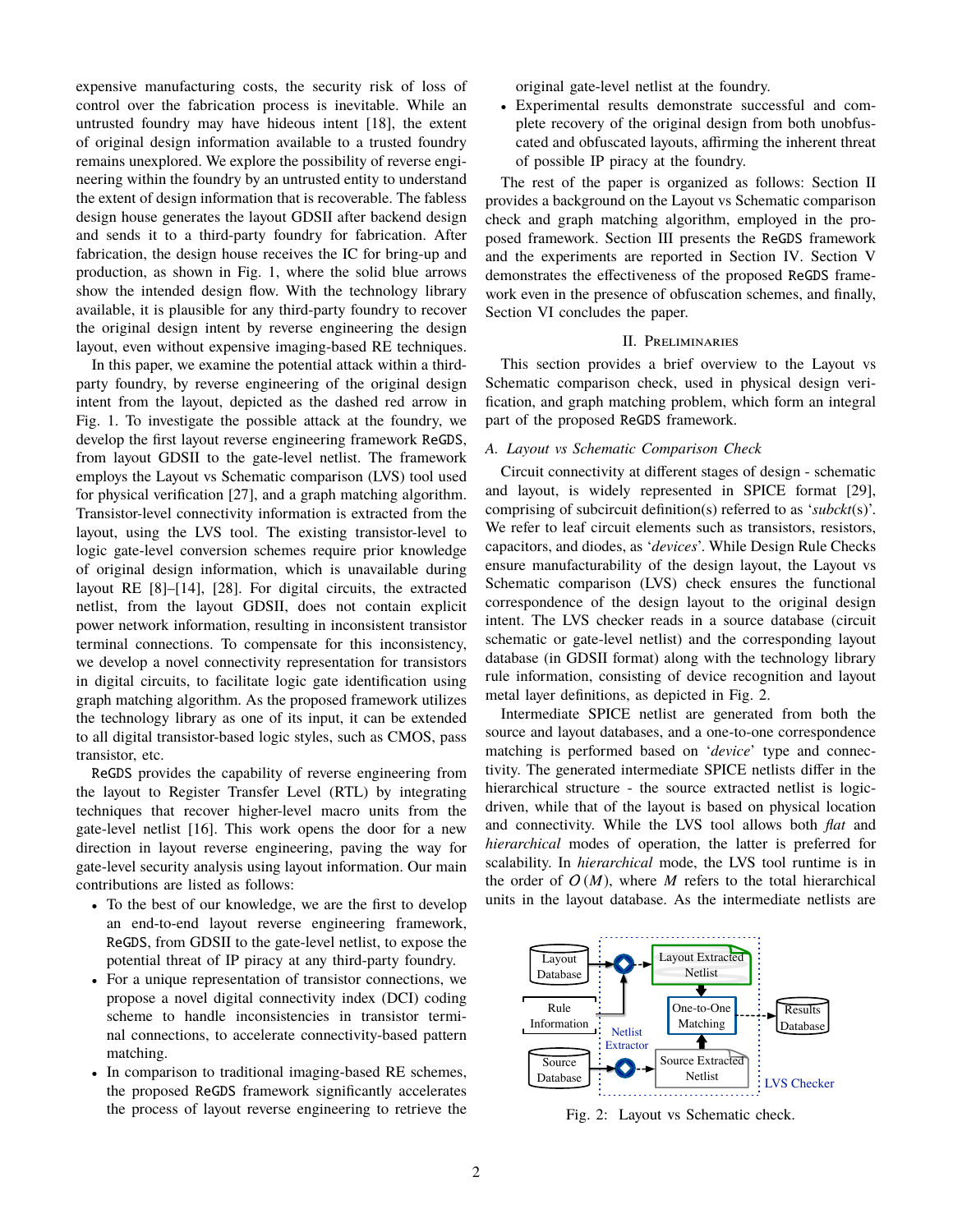expensive manufacturing costs, the security risk of loss of control over the fabrication process is inevitable. While an untrusted foundry may have hideous intent [18], the extent of original design information available to a trusted foundry remains unexplored. We explore the possibility of reverse engineering within the foundry by an untrusted entity to understand the extent of design information that is recoverable. The fabless design house generates the layout GDSII after backend design and sends it to a third-party foundry for fabrication. After fabrication, the design house receives the IC for bring-up and production, as shown in Fig. 1, where the solid blue arrows show the intended design flow. With the technology library available, it is plausible for any third-party foundry to recover the original design intent by reverse engineering the design layout, even without expensive imaging-based RE techniques.

In this paper, we examine the potential attack within a third-party foundry, by reverse engineering of the original design intent from the layout, depicted as the dashed red arrow in Fig. 1. To investigate the possible attack at the foundry, we develop the first layout reverse engineering framework `ReGDS`, from layout GDSII to the gate-level netlist. The framework employs the Layout vs Schematic comparison (LVS) tool used for physical verification [27], and a graph matching algorithm. Transistor-level connectivity information is extracted from the layout, using the LVS tool. The existing transistor-level to logic gate-level conversion schemes require prior knowledge of original design information, which is unavailable during layout RE [8]–[14], [28]. For digital circuits, the extracted netlist, from the layout GDSII, does not contain explicit power network information, resulting in inconsistent transistor terminal connections. To compensate for this inconsistency, we develop a novel connectivity representation for transistors in digital circuits, to facilitate logic gate identification using graph matching algorithm. As the proposed framework utilizes the technology library as one of its input, it can be extended to all digital transistor-based logic styles, such as CMOS, pass transistor, etc.

`ReGDS` provides the capability of reverse engineering from the layout to Register Transfer Level (RTL) by integrating techniques that recover higher-level macro units from the gate-level netlist [16]. This work opens the door for a new direction in layout reverse engineering, paving the way for gate-level security analysis using layout information. Our main contributions are listed as follows:

- To the best of our knowledge, we are the first to develop an end-to-end layout reverse engineering framework, `ReGDS`, from GDSII to the gate-level netlist, to expose the potential threat of IP piracy at any third-party foundry.
- For a unique representation of transistor connections, we propose a novel digital connectivity index (DCI) coding scheme to handle inconsistencies in transistor terminal connections, to accelerate connectivity-based pattern matching.
- In comparison to traditional imaging-based RE schemes, the proposed `ReGDS` framework significantly accelerates the process of layout reverse engineering to retrieve the original gate-level netlist at the foundry.
- Experimental results demonstrate successful and complete recovery of the original design from both unobfuscated and obfuscated layouts, affirming the inherent threat of possible IP piracy at the foundry.

The rest of the paper is organized as follows: Section II provides a background on the Layout vs Schematic comparison check and graph matching algorithm, employed in the proposed framework. Section III presents the `ReGDS` framework and the experiments are reported in Section IV. Section V demonstrates the effectiveness of the proposed `ReGDS` framework even in the presence of obfuscation schemes, and finally, Section VI concludes the paper.

## II. Preliminaries

This section provides a brief overview to the Layout vs Schematic comparison check, used in physical design verification, and graph matching problem, which form an integral part of the proposed `ReGDS` framework.

### A. Layout vs Schematic Comparison Check

Circuit connectivity at different stages of design - schematic and layout, is widely represented in SPICE format [29], comprising of subcircuit definition(s) referred to as '*subckt*(s)'. We refer to leaf circuit elements such as transistors, resistors, capacitors, and diodes, as '*devices*'. While Design Rule Checks ensure manufacturability of the design layout, the Layout vs Schematic comparison (LVS) check ensures the functional correspondence of the design layout to the original design intent. The LVS checker reads in a source database (circuit schematic or gate-level netlist) and the corresponding layout database (in GDSII format) along with the technology library rule information, consisting of device recognition and layout metal layer definitions, as depicted in Fig. 2.

Intermediate SPICE netlist are generated from both the source and layout databases, and a one-to-one correspondence matching is performed based on '*device*' type and connectivity. The generated intermediate SPICE netlists differ in the hierarchical structure - the source extracted netlist is logic-driven, while that of the layout is based on physical location and connectivity. While the LVS tool allows both *flat* and *hierarchical* modes of operation, the latter is preferred for scalability. In *hierarchical* mode, the LVS tool runtime is in the order of $O(M)$, where $M$ refers to the total hierarchical units in the layout database. As the intermediate netlists are

Fig. 2: Layout vs Schematic check.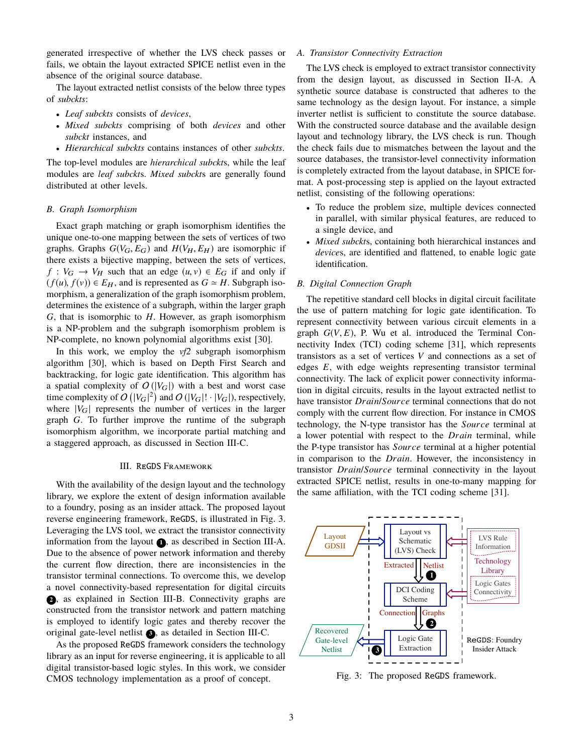generated irrespective of whether the LVS check passes or fails, we obtain the layout extracted SPICE netlist even in the absence of the original source database.

The layout extracted netlist consists of the below three types of *subckts*:

- *Leaf subckts* consists of *devices*,
- *Mixed subckts* comprising of both *devices* and other *subckt* instances, and
- *Hierarchical subckts* contains instances of other *subckts*.

The top-level modules are *hierarchical subckt*s, while the leaf modules are *leaf subckt*s. *Mixed subckt*s are generally found distributed at other levels.

### B. Graph Isomorphism

Exact graph matching or graph isomorphism identifies the unique one-to-one mapping between the sets of vertices of two graphs. Graphs $G(V_G, E_G)$ and $H(V_H, E_H)$ are isomorphic if there exists a bijective mapping, between the sets of vertices, $f : V_G \rightarrow V_H$ such that an edge $(u, v) \in E_G$ if and only if $(f(u), f(v)) \in E_H$, and is represented as $G \simeq H$. Subgraph isomorphism, a generalization of the graph isomorphism problem, determines the existence of a subgraph, within the larger graph $G$, that is isomorphic to $H$. However, as graph isomorphism is a NP-problem and the subgraph isomorphism problem is NP-complete, no known polynomial algorithms exist [30].

In this work, we employ the *vf2* subgraph isomorphism algorithm [30], which is based on Depth First Search and backtracking, for logic gate identification. This algorithm has a spatial complexity of $O(|V_G|)$ with a best and worst case time complexity of $O(|V_G|^2)$ and $O(|V_G|! \cdot |V_G|)$, respectively, where $|V_G|$ represents the number of vertices in the larger graph $G$. To further improve the runtime of the subgraph isomorphism algorithm, we incorporate partial matching and a staggered approach, as discussed in Section III-C.

## III. ReGDS Framework

With the availability of the design layout and the technology library, we explore the extent of design information available to a foundry, posing as an insider attack. The proposed layout reverse engineering framework, ReGDS, is illustrated in Fig. 3. Leveraging the LVS tool, we extract the transistor connectivity information from the layout ❶, as described in Section III-A. Due to the absence of power network information and thereby the current flow direction, there are inconsistencies in the transistor terminal connections. To overcome this, we develop a novel connectivity-based representation for digital circuits ❷, as explained in Section III-B. Connectivity graphs are constructed from the transistor network and pattern matching is employed to identify logic gates and thereby recover the original gate-level netlist ❸, as detailed in Section III-C.

As the proposed ReGDS framework considers the technology library as an input for reverse engineering, it is applicable to all digital transistor-based logic styles. In this work, we consider CMOS technology implementation as a proof of concept.

### A. Transistor Connectivity Extraction

The LVS check is employed to extract transistor connectivity from the design layout, as discussed in Section II-A. A synthetic source database is constructed that adheres to the same technology as the design layout. For instance, a simple inverter netlist is sufficient to constitute the source database. With the constructed source database and the available design layout and technology library, the LVS check is run. Though the check fails due to mismatches between the layout and the source databases, the transistor-level connectivity information is completely extracted from the layout database, in SPICE format. A post-processing step is applied on the layout extracted netlist, consisting of the following operations:

- To reduce the problem size, multiple devices connected in parallel, with similar physical features, are reduced to a single device, and
- *Mixed subckt*s, containing both hierarchical instances and *device*s, are identified and flattened, to enable logic gate identification.

### B. Digital Connection Graph

The repetitive standard cell blocks in digital circuit facilitate the use of pattern matching for logic gate identification. To represent connectivity between various circuit elements in a graph $G(V, E)$, P. Wu et al. introduced the Terminal Connectivity Index (TCI) coding scheme [31], which represents transistors as a set of vertices $V$ and connections as a set of edges $E$, with edge weights representing transistor terminal connectivity. The lack of explicit power connectivity information in digital circuits, results in the layout extracted netlist to have transistor *Drain*/*Source* terminal connections that do not comply with the current flow direction. For instance in CMOS technology, the N-type transistor has the *Source* terminal at a lower potential with respect to the *Drain* terminal, while the P-type transistor has *Source* terminal at a higher potential in comparison to the *Drain*. However, the inconsistency in transistor *Drain*/*Source* terminal connectivity in the layout extracted SPICE netlist, results in one-to-many mapping for the same affiliation, with the TCI coding scheme [31].

Layout GDSII | Layout vs Schematic (LVS) Check | LVS Rule Information | Technology Library | Extracted Netlist ❶ | DCI Coding Scheme | Logic Gates Connectivity | Connection Graphs ❷ | Logic Gate Extraction | ❸ | Recovered Gate-level Netlist | ReGDS: Foundry Insider Attack

Fig. 3: The proposed ReGDS framework.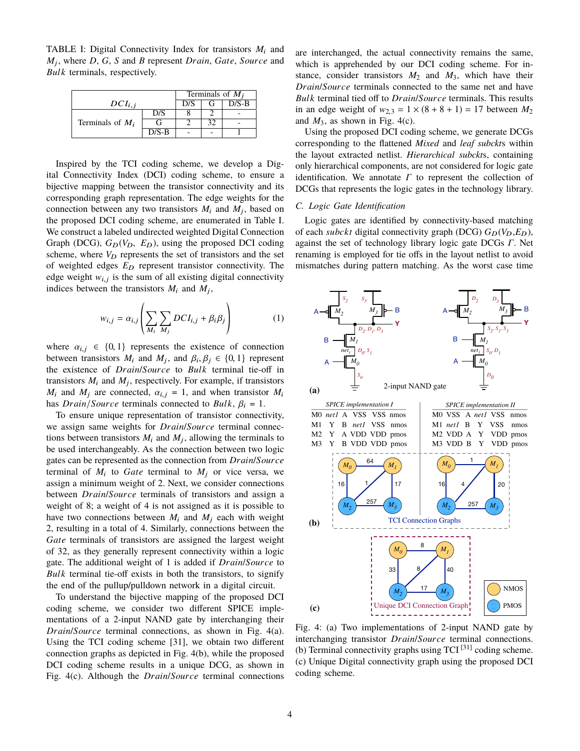TABLE I: Digital Connectivity Index for transistors $M_i$ and $M_j$, where $D$, $G$, $S$ and $B$ represent *Drain*, *Gate*, *Source* and *Bulk* terminals, respectively.

| $DCI_{i,j}$ | | Terminals of $M_j$ | | |
|---|---|---|---|---|
| | | D/S | G | D/S-B |
| Terminals of $M_i$ | D/S | 8 | 2 | - |
| | G | 2 | 32 | - |
| | D/S-B | - | - | 1 |

Inspired by the TCI coding scheme, we develop a Digital Connectivity Index (DCI) coding scheme, to ensure a bijective mapping between the transistor connectivity and its corresponding graph representation. The edge weights for the connection between any two transistors $M_i$ and $M_j$, based on the proposed DCI coding scheme, are enumerated in Table I. We construct a labeled undirected weighted Digital Connection Graph (DCG), $G_D(V_D, E_D)$, using the proposed DCI coding scheme, where $V_D$ represents the set of transistors and the set of weighted edges $E_D$ represent transistor connectivity. The edge weight $w_{i,j}$ is the sum of all existing digital connectivity indices between the transistors $M_i$ and $M_j$,

$$w_{i,j} = \alpha_{i,j} \left( \sum_{M_i} \sum_{M_j} DCI_{i,j} + \beta_i \beta_j \right) \tag{1}$$

where $\alpha_{i,j} \in \{0, 1\}$ represents the existence of connection between transistors $M_i$ and $M_j$, and $\beta_i, \beta_j \in \{0, 1\}$ represent the existence of *Drain*/*Source* to *Bulk* terminal tie-off in transistors $M_i$ and $M_j$, respectively. For example, if transistors $M_i$ and $M_j$ are connected, $\alpha_{i,j} = 1$, and when transistor $M_i$ has *Drain*/*Source* terminals connected to *Bulk*, $\beta_i = 1$.

To ensure unique representation of transistor connectivity, we assign same weights for *Drain*/*Source* terminal connections between transistors $M_i$ and $M_j$, allowing the terminals to be used interchangeably. As the connection between two logic gates can be represented as the connection from *Drain*/*Source* terminal of $M_i$ to *Gate* terminal to $M_j$ or vice versa, we assign a minimum weight of 2. Next, we consider connections between *Drain*/*Source* terminals of transistors and assign a weight of 8; a weight of 4 is not assigned as it is possible to have two connections between $M_i$ and $M_j$ each with weight 2, resulting in a total of 4. Similarly, connections between the *Gate* terminals of transistors are assigned the largest weight of 32, as they generally represent connectivity within a logic gate. The additional weight of 1 is added if *Drain*/*Source* to *Bulk* terminal tie-off exists in both the transistors, to signify the end of the pullup/pulldown network in a digital circuit.

To understand the bijective mapping of the proposed DCI coding scheme, we consider two different SPICE implementations of a 2-input NAND gate by interchanging their *Drain*/*Source* terminal connections, as shown in Fig. 4(a). Using the TCI coding scheme [31], we obtain two different connection graphs as depicted in Fig. 4(b), while the proposed DCI coding scheme results in a unique DCG, as shown in Fig. 4(c). Although the *Drain*/*Source* terminal connections are interchanged, the actual connectivity remains the same, which is apprehended by our DCI coding scheme. For instance, consider transistors $M_2$ and $M_3$, which have their *Drain*/*Source* terminals connected to the same net and have *Bulk* terminal tied off to *Drain*/*Source* terminals. This results in an edge weight of $w_{2,3} = 1 \times (8 + 8 + 1) = 17$ between $M_2$ and $M_3$, as shown in Fig. 4(c).

Using the proposed DCI coding scheme, we generate DCGs corresponding to the flattened *Mixed* and *leaf subckt*s within the layout extracted netlist. *Hierarchical subckt*s, containing only hierarchical components, are not considered for logic gate identification. We annotate $\Gamma$ to represent the collection of DCGs that represents the logic gates in the technology library.

### C. Logic Gate Identification

Logic gates are identified by connectivity-based matching of each *subckt* digital connectivity graph (DCG) $G_D(V_D,E_D)$, against the set of technology library logic gate DCGs $\Gamma$. Net renaming is employed for tie offs in the layout netlist to avoid mismatches during pattern matching. As the worst case time

| SPICE implementation I | | | | | |
|---|---|---|---|---|---|
| M0 | net1 | A | VSS | VSS | nmos |
| M1 | Y | B | net1 | VSS | nmos |
| M2 | Y | A | VDD | VDD | pmos |
| M3 | Y | B | VDD | VDD | pmos |

| SPICE implementation II | | | | | |
|---|---|---|---|---|---|
| M0 | VSS | A | net1 | VSS | nmos |
| M1 | net1 | B | Y | VSS | nmos |
| M2 | VDD | A | Y | VDD | pmos |
| M3 | VDD | B | Y | VDD | pmos |

Fig. 4: (a) Two implementations of 2-input NAND gate by interchanging transistor *Drain*/*Source* terminal connections. (b) Terminal connectivity graphs using TCI [31] coding scheme. (c) Unique Digital connectivity graph using the proposed DCI coding scheme.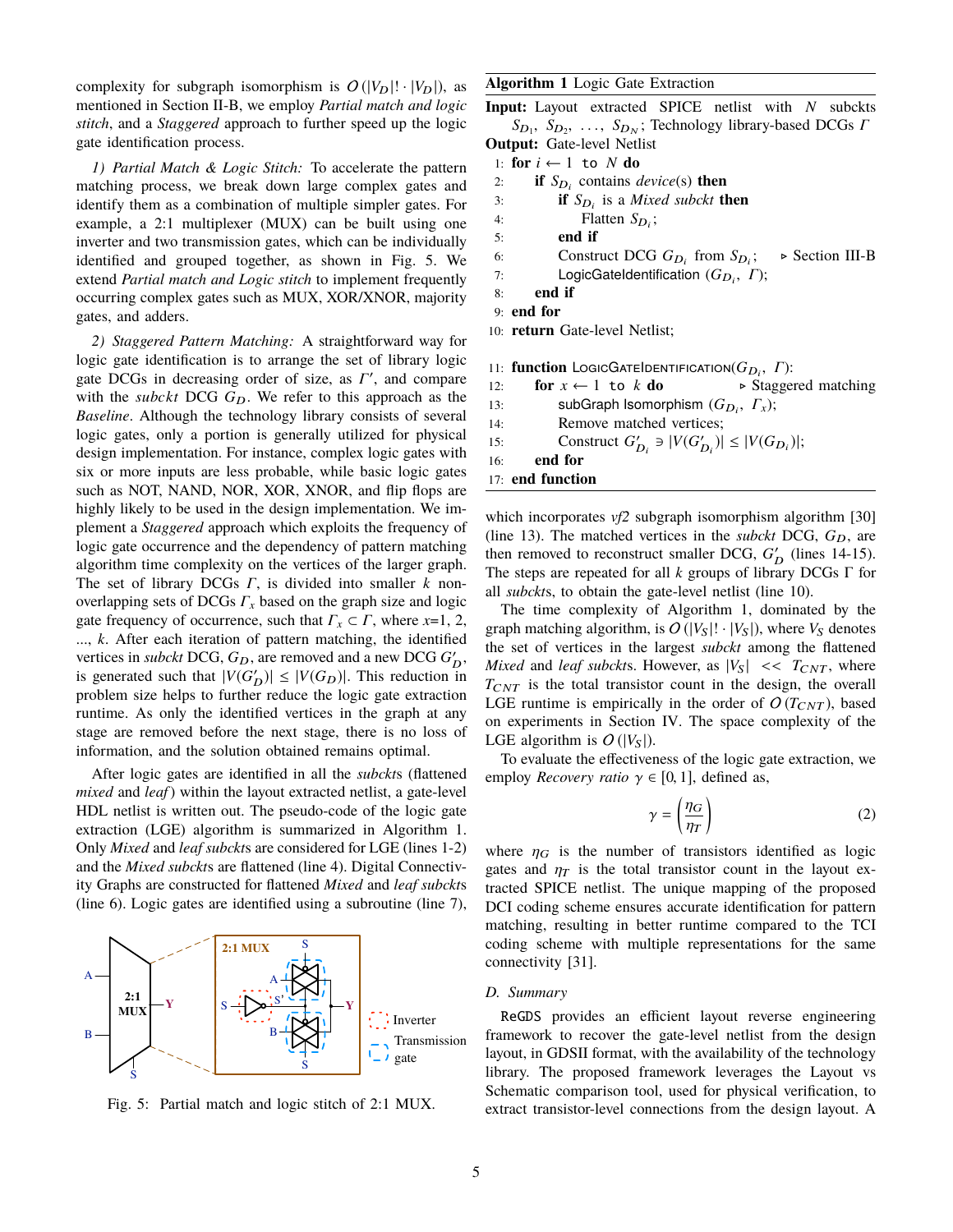complexity for subgraph isomorphism is $O(|V_D|! \cdot |V_D|)$, as mentioned in Section II-B, we employ *Partial match and logic stitch*, and a *Staggered* approach to further speed up the logic gate identification process.

*1) Partial Match & Logic Stitch:* To accelerate the pattern matching process, we break down large complex gates and identify them as a combination of multiple simpler gates. For example, a 2:1 multiplexer (MUX) can be built using one inverter and two transmission gates, which can be individually identified and grouped together, as shown in Fig. 5. We extend *Partial match and Logic stitch* to implement frequently occurring complex gates such as MUX, XOR/XNOR, majority gates, and adders.

*2) Staggered Pattern Matching:* A straightforward way for logic gate identification is to arrange the set of library logic gate DCGs in decreasing order of size, as $\Gamma'$, and compare with the *subckt* DCG $G_D$. We refer to this approach as the *Baseline*. Although the technology library consists of several logic gates, only a portion is generally utilized for physical design implementation. For instance, complex logic gates with six or more inputs are less probable, while basic logic gates such as NOT, NAND, NOR, XOR, XNOR, and flip flops are highly likely to be used in the design implementation. We implement a *Staggered* approach which exploits the frequency of logic gate occurrence and the dependency of pattern matching algorithm time complexity on the vertices of the larger graph. The set of library DCGs $\Gamma$, is divided into smaller $k$ non-overlapping sets of DCGs $\Gamma_x$ based on the graph size and logic gate frequency of occurrence, such that $\Gamma_x \subset \Gamma$, where $x$=1, 2, ..., $k$. After each iteration of pattern matching, the identified vertices in *subckt* DCG, $G_D$, are removed and a new DCG $G'_D$, is generated such that $|V(G'_D)| \leq |V(G_D)|$. This reduction in problem size helps to further reduce the logic gate extraction runtime. As only the identified vertices in the graph at any stage are removed before the next stage, there is no loss of information, and the solution obtained remains optimal.

After logic gates are identified in all the *subckt*s (flattened *mixed* and *leaf*) within the layout extracted netlist, a gate-level HDL netlist is written out. The pseudo-code of the logic gate extraction (LGE) algorithm is summarized in Algorithm 1. Only *Mixed* and *leaf subckt*s are considered for LGE (lines 1-2) and the *Mixed subckt*s are flattened (line 4). Digital Connectivity Graphs are constructed for flattened *Mixed* and *leaf subckt*s (line 6). Logic gates are identified using a subroutine (line 7),

Fig. 5: Partial match and logic stitch of 2:1 MUX.

**Algorithm 1** Logic Gate Extraction

**Input:** Layout extracted SPICE netlist with $N$ subckts $S_{D_1}, S_{D_2}, \ldots, S_{D_N}$; Technology library-based DCGs $\Gamma$
**Output:** Gate-level Netlist

```
 1: for i ← 1 to N do
 2:     if S_Di contains device(s) then
 3:         if S_Di is a Mixed subckt then
 4:             Flatten S_Di;
 5:         end if
 6:         Construct DCG G_Di from S_Di;      ▹ Section III-B
 7:         LogicGateIdentification (G_Di, Γ);
 8:     end if
 9: end for
10: return Gate-level Netlist;

11: function LogicGateIdentification(G_Di, Γ):
12:     for x ← 1 to k do                      ▹ Staggered matching
13:         subGraph Isomorphism (G_Di, Γ_x);
14:         Remove matched vertices;
15:         Construct G'_Di ∋ |V(G'_Di)| ≤ |V(G_Di)|;
16:     end for
17: end function
```

which incorporates *vf2* subgraph isomorphism algorithm [30] (line 13). The matched vertices in the *subckt* DCG, $G_D$, are then removed to reconstruct smaller DCG, $G'_D$ (lines 14-15). The steps are repeated for all $k$ groups of library DCGs Γ for all *subckt*s, to obtain the gate-level netlist (line 10).

The time complexity of Algorithm 1, dominated by the graph matching algorithm, is $O(|V_S|! \cdot |V_S|)$, where $V_S$ denotes the set of vertices in the largest *subckt* among the flattened *Mixed* and *leaf subckt*s. However, as $|V_S| << T_{CNT}$, where $T_{CNT}$ is the total transistor count in the design, the overall LGE runtime is empirically in the order of $O(T_{CNT})$, based on experiments in Section IV. The space complexity of the LGE algorithm is $O(|V_S|)$.

To evaluate the effectiveness of the logic gate extraction, we employ *Recovery ratio* $\gamma \in [0, 1]$, defined as,

$$\gamma = \left(\frac{\eta_G}{\eta_T}\right) \tag{2}$$

where $\eta_G$ is the number of transistors identified as logic gates and $\eta_T$ is the total transistor count in the layout extracted SPICE netlist. The unique mapping of the proposed DCI coding scheme ensures accurate identification for pattern matching, resulting in better runtime compared to the TCI coding scheme with multiple representations for the same connectivity [31].

### D. Summary

ReGDS provides an efficient layout reverse engineering framework to recover the gate-level netlist from the design layout, in GDSII format, with the availability of the technology library. The proposed framework leverages the Layout vs Schematic comparison tool, used for physical verification, to extract transistor-level connections from the design layout. A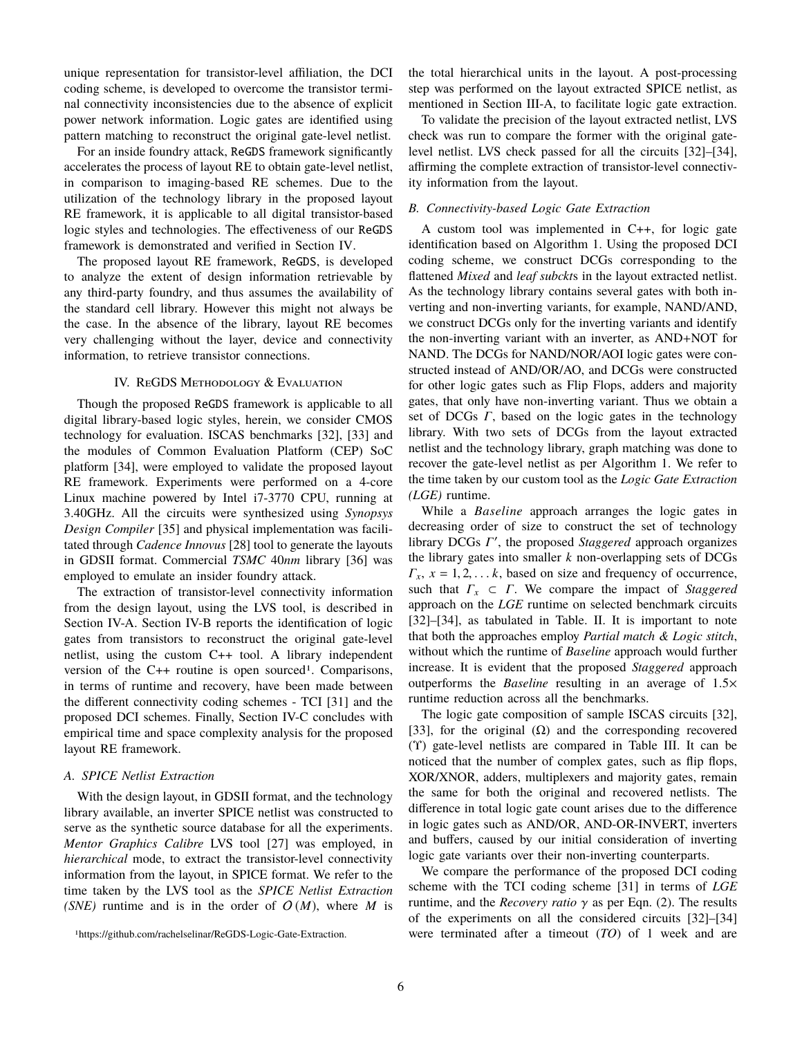unique representation for transistor-level affiliation, the DCI coding scheme, is developed to overcome the transistor terminal connectivity inconsistencies due to the absence of explicit power network information. Logic gates are identified using pattern matching to reconstruct the original gate-level netlist.

For an inside foundry attack, ReGDS framework significantly accelerates the process of layout RE to obtain gate-level netlist, in comparison to imaging-based RE schemes. Due to the utilization of the technology library in the proposed layout RE framework, it is applicable to all digital transistor-based logic styles and technologies. The effectiveness of our ReGDS framework is demonstrated and verified in Section IV.

The proposed layout RE framework, ReGDS, is developed to analyze the extent of design information retrievable by any third-party foundry, and thus assumes the availability of the standard cell library. However this might not always be the case. In the absence of the library, layout RE becomes very challenging without the layer, device and connectivity information, to retrieve transistor connections.

## IV. ReGDS Methodology & Evaluation

Though the proposed ReGDS framework is applicable to all digital library-based logic styles, herein, we consider CMOS technology for evaluation. ISCAS benchmarks [32], [33] and the modules of Common Evaluation Platform (CEP) SoC platform [34], were employed to validate the proposed layout RE framework. Experiments were performed on a 4-core Linux machine powered by Intel i7-3770 CPU, running at 3.40GHz. All the circuits were synthesized using *Synopsys Design Compiler* [35] and physical implementation was facilitated through *Cadence Innovus* [28] tool to generate the layouts in GDSII format. Commercial *TSMC* 40*nm* library [36] was employed to emulate an insider foundry attack.

The extraction of transistor-level connectivity information from the design layout, using the LVS tool, is described in Section IV-A. Section IV-B reports the identification of logic gates from transistors to reconstruct the original gate-level netlist, using the custom C++ tool. A library independent version of the C++ routine is open sourced[1]. Comparisons, in terms of runtime and recovery, have been made between the different connectivity coding schemes - TCI [31] and the proposed DCI schemes. Finally, Section IV-C concludes with empirical time and space complexity analysis for the proposed layout RE framework.

### A. SPICE Netlist Extraction

With the design layout, in GDSII format, and the technology library available, an inverter SPICE netlist was constructed to serve as the synthetic source database for all the experiments. *Mentor Graphics Calibre* LVS tool [27] was employed, in *hierarchical* mode, to extract the transistor-level connectivity information from the layout, in SPICE format. We refer to the time taken by the LVS tool as the *SPICE Netlist Extraction (SNE)* runtime and is in the order of $O(M)$, where $M$ is the total hierarchical units in the layout. A post-processing step was performed on the layout extracted SPICE netlist, as mentioned in Section III-A, to facilitate logic gate extraction.

To validate the precision of the layout extracted netlist, LVS check was run to compare the former with the original gate-level netlist. LVS check passed for all the circuits [32]–[34], affirming the complete extraction of transistor-level connectivity information from the layout.

### B. Connectivity-based Logic Gate Extraction

A custom tool was implemented in C++, for logic gate identification based on Algorithm 1. Using the proposed DCI coding scheme, we construct DCGs corresponding to the flattened *Mixed* and *leaf subckt*s in the layout extracted netlist. As the technology library contains several gates with both inverting and non-inverting variants, for example, NAND/AND, we construct DCGs only for the inverting variants and identify the non-inverting variant with an inverter, as AND+NOT for NAND. The DCGs for NAND/NOR/AOI logic gates were constructed instead of AND/OR/AO, and DCGs were constructed for other logic gates such as Flip Flops, adders and majority gates, that only have non-inverting variant. Thus we obtain a set of DCGs $\Gamma$, based on the logic gates in the technology library. With two sets of DCGs from the layout extracted netlist and the technology library, graph matching was done to recover the gate-level netlist as per Algorithm 1. We refer to the time taken by our custom tool as the *Logic Gate Extraction (LGE)* runtime.

While a *Baseline* approach arranges the logic gates in decreasing order of size to construct the set of technology library DCGs $\Gamma'$, the proposed *Staggered* approach organizes the library gates into smaller $k$ non-overlapping sets of DCGs $\Gamma_x$, $x = 1, 2, \ldots k$, based on size and frequency of occurrence, such that $\Gamma_x \subset \Gamma$. We compare the impact of *Staggered* approach on the *LGE* runtime on selected benchmark circuits [32]–[34], as tabulated in Table. II. It is important to note that both the approaches employ *Partial match & Logic stitch*, without which the runtime of *Baseline* approach would further increase. It is evident that the proposed *Staggered* approach outperforms the *Baseline* resulting in an average of 1.5× runtime reduction across all the benchmarks.

The logic gate composition of sample ISCAS circuits [32], [33], for the original ($\Omega$) and the corresponding recovered ($\Upsilon$) gate-level netlists are compared in Table III. It can be noticed that the number of complex gates, such as flip flops, XOR/XNOR, adders, multiplexers and majority gates, remain the same for both the original and recovered netlists. The difference in total logic gate count arises due to the difference in logic gates such as AND/OR, AND-OR-INVERT, inverters and buffers, caused by our initial consideration of inverting logic gate variants over their non-inverting counterparts.

We compare the performance of the proposed DCI coding scheme with the TCI coding scheme [31] in terms of *LGE* runtime, and the *Recovery ratio* $\gamma$ as per Eqn. (2). The results of the experiments on all the considered circuits [32]–[34] were terminated after a timeout (*TO*) of 1 week and are

[1] https://github.com/rachelselinar/ReGDS-Logic-Gate-Extraction.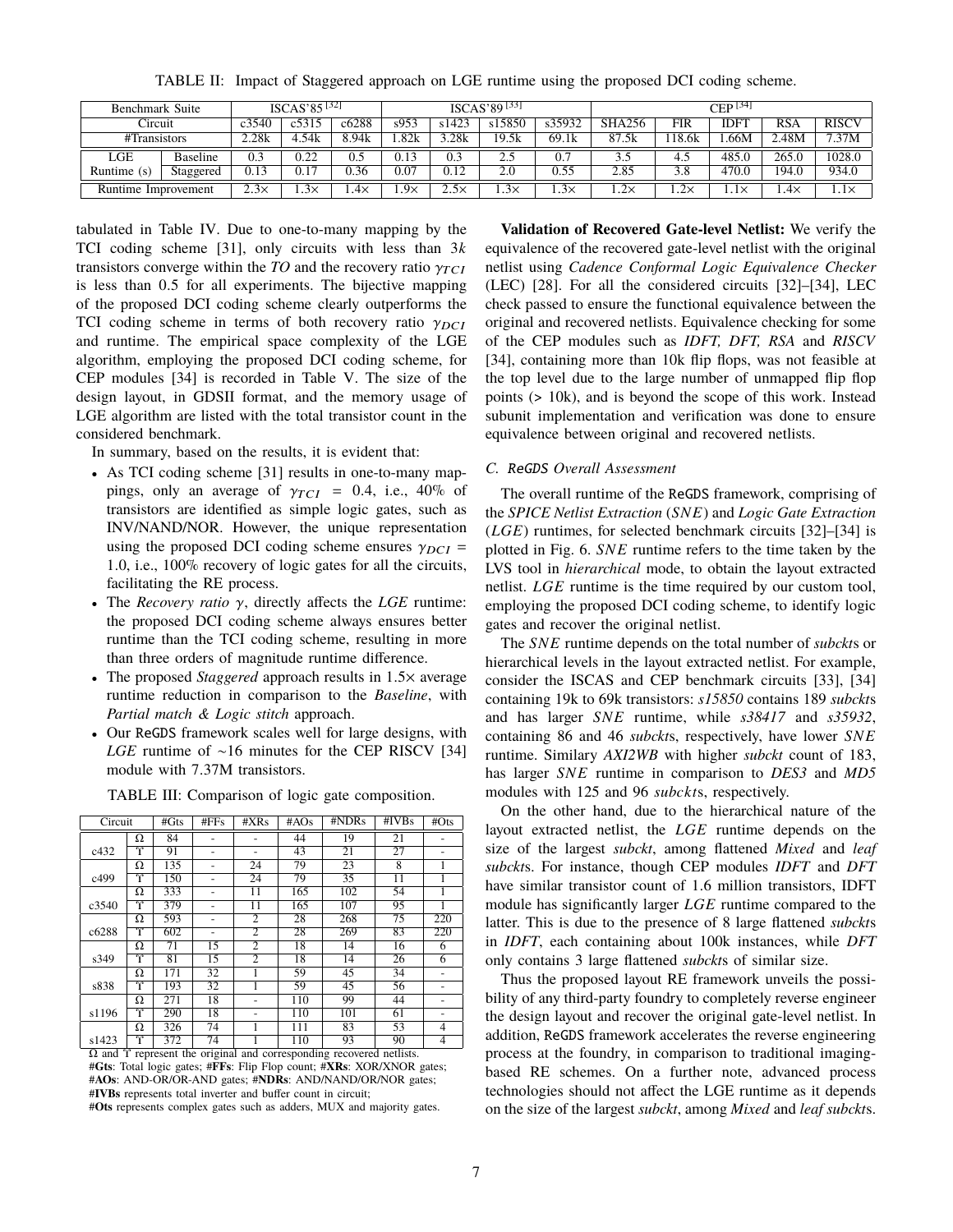TABLE II: Impact of Staggered approach on LGE runtime using the proposed DCI coding scheme.

| Benchmark Suite | | ISCAS'85 [32] | | | ISCAS'89 [33] | | | | CEP [34] | | | | |
|---|---|---|---|---|---|---|---|---|---|---|---|---|---|
| Circuit | | c3540 | c5315 | c6288 | s953 | s1423 | s15850 | s35932 | SHA256 | FIR | IDFT | RSA | RISCV |
| #Transistors | | 2.28k | 4.54k | 8.94k | 1.82k | 3.28k | 19.5k | 69.1k | 87.5k | 118.6k | 1.66M | 2.48M | 7.37M |
| LGE Runtime (s) | Baseline | 0.3 | 0.22 | 0.5 | 0.13 | 0.3 | 2.5 | 0.7 | 3.5 | 4.5 | 485.0 | 265.0 | 1028.0 |
| | Staggered | 0.13 | 0.17 | 0.36 | 0.07 | 0.12 | 2.0 | 0.55 | 2.85 | 3.8 | 470.0 | 194.0 | 934.0 |
| Runtime Improvement | | 2.3× | 1.3× | 1.4× | 1.9× | 2.5× | 1.3× | 1.3× | 1.2× | 1.2× | 1.1× | 1.4× | 1.1× |

tabulated in Table IV. Due to one-to-many mapping by the TCI coding scheme [31], only circuits with less than $3k$ transistors converge within the *TO* and the recovery ratio $\gamma_{TCI}$ is less than 0.5 for all experiments. The bijective mapping of the proposed DCI coding scheme clearly outperforms the TCI coding scheme in terms of both recovery ratio $\gamma_{DCI}$ and runtime. The empirical space complexity of the LGE algorithm, employing the proposed DCI coding scheme, for CEP modules [34] is recorded in Table V. The size of the design layout, in GDSII format, and the memory usage of LGE algorithm are listed with the total transistor count in the considered benchmark.

In summary, based on the results, it is evident that:

- As TCI coding scheme [31] results in one-to-many mappings, only an average of $\gamma_{TCI}$ = 0.4, i.e., 40% of transistors are identified as simple logic gates, such as INV/NAND/NOR. However, the unique representation using the proposed DCI coding scheme ensures $\gamma_{DCI}$ = 1.0, i.e., 100% recovery of logic gates for all the circuits, facilitating the RE process.
- The *Recovery ratio* $\gamma$, directly affects the *LGE* runtime: the proposed DCI coding scheme always ensures better runtime than the TCI coding scheme, resulting in more than three orders of magnitude runtime difference.
- The proposed *Staggered* approach results in 1.5× average runtime reduction in comparison to the *Baseline*, with *Partial match & Logic stitch* approach.
- Our ReGDS framework scales well for large designs, with *LGE* runtime of ~16 minutes for the CEP RISCV [34] module with 7.37M transistors.

TABLE III: Comparison of logic gate composition.

| Circuit | | #Gts | #FFs | #XRs | #AOs | #NDRs | #IVBs | #Ots |
|---|---|---|---|---|---|---|---|---|
| c432 | Ω | 84 | - | - | 44 | 19 | 21 | - |
| | ϒ | 91 | - | - | 43 | 21 | 27 | - |
| c499 | Ω | 135 | - | 24 | 79 | 23 | 8 | 1 |
| | ϒ | 150 | - | 24 | 79 | 35 | 11 | 1 |
| c3540 | Ω | 333 | - | 11 | 165 | 102 | 54 | 1 |
| | ϒ | 379 | - | 11 | 165 | 107 | 95 | 1 |
| c6288 | Ω | 593 | - | 2 | 28 | 268 | 75 | 220 |
| | ϒ | 602 | - | 2 | 28 | 269 | 83 | 220 |
| s349 | Ω | 71 | 15 | 2 | 18 | 14 | 16 | 6 |
| | ϒ | 81 | 15 | 2 | 18 | 14 | 26 | 6 |
| s838 | Ω | 171 | 32 | 1 | 59 | 45 | 34 | - |
| | ϒ | 193 | 32 | 1 | 59 | 45 | 56 | - |
| s1196 | Ω | 271 | 18 | - | 110 | 99 | 44 | - |
| | ϒ | 290 | 18 | - | 110 | 101 | 61 | - |
| s1423 | Ω | 326 | 74 | 1 | 111 | 83 | 53 | 4 |
| | ϒ | 372 | 74 | 1 | 110 | 93 | 90 | 4 |

Ω and ϒ represent the original and corresponding recovered netlists.
**#Gts**: Total logic gates; **#FFs**: Flip Flop count; **#XRs**: XOR/XNOR gates;
**#AOs**: AND-OR/OR-AND gates; **#NDRs**: AND/NAND/OR/NOR gates;
**#IVBs** represents total inverter and buffer count in circuit;
**#Ots** represents complex gates such as adders, MUX and majority gates.

**Validation of Recovered Gate-level Netlist:** We verify the equivalence of the recovered gate-level netlist with the original netlist using *Cadence Conformal Logic Equivalence Checker* (LEC) [28]. For all the considered circuits [32]–[34], LEC check passed to ensure the functional equivalence between the original and recovered netlists. Equivalence checking for some of the CEP modules such as *IDFT, DFT, RSA* and *RISCV* [34], containing more than 10k flip flops, was not feasible at the top level due to the large number of unmapped flip flop points (> 10k), and is beyond the scope of this work. Instead subunit implementation and verification was done to ensure equivalence between original and recovered netlists.

### C. ReGDS *Overall Assessment*

The overall runtime of the ReGDS framework, comprising of the *SPICE Netlist Extraction* (*SNE*) and *Logic Gate Extraction* (*LGE*) runtimes, for selected benchmark circuits [32]–[34] is plotted in Fig. 6. *SNE* runtime refers to the time taken by the LVS tool in *hierarchical* mode, to obtain the layout extracted netlist. *LGE* runtime is the time required by our custom tool, employing the proposed DCI coding scheme, to identify logic gates and recover the original netlist.

The *SNE* runtime depends on the total number of *subckt*s or hierarchical levels in the layout extracted netlist. For example, consider the ISCAS and CEP benchmark circuits [33], [34] containing 19k to 69k transistors: *s15850* contains 189 *subckt*s and has larger *SNE* runtime, while *s38417* and *s35932*, containing 86 and 46 *subckt*s, respectively, have lower *SNE* runtime. Similary *AXI2WB* with higher *subckt* count of 183, has larger *SNE* runtime in comparison to *DES3* and *MD5* modules with 125 and 96 *subckt*s, respectively.

On the other hand, due to the hierarchical nature of the layout extracted netlist, the *LGE* runtime depends on the size of the largest *subckt*, among flattened *Mixed* and *leaf* *subckt*s. For instance, though CEP modules *IDFT* and *DFT* have similar transistor count of 1.6 million transistors, IDFT module has significantly larger *LGE* runtime compared to the latter. This is due to the presence of 8 large flattened *subckt*s in *IDFT*, each containing about 100k instances, while *DFT* only contains 3 large flattened *subckt*s of similar size.

Thus the proposed layout RE framework unveils the possibility of any third-party foundry to completely reverse engineer the design layout and recover the original gate-level netlist. In addition, ReGDS framework accelerates the reverse engineering process at the foundry, in comparison to traditional imaging-based RE schemes. On a further note, advanced process technologies should not affect the LGE runtime as it depends on the size of the largest *subckt*, among *Mixed* and *leaf subckt*s.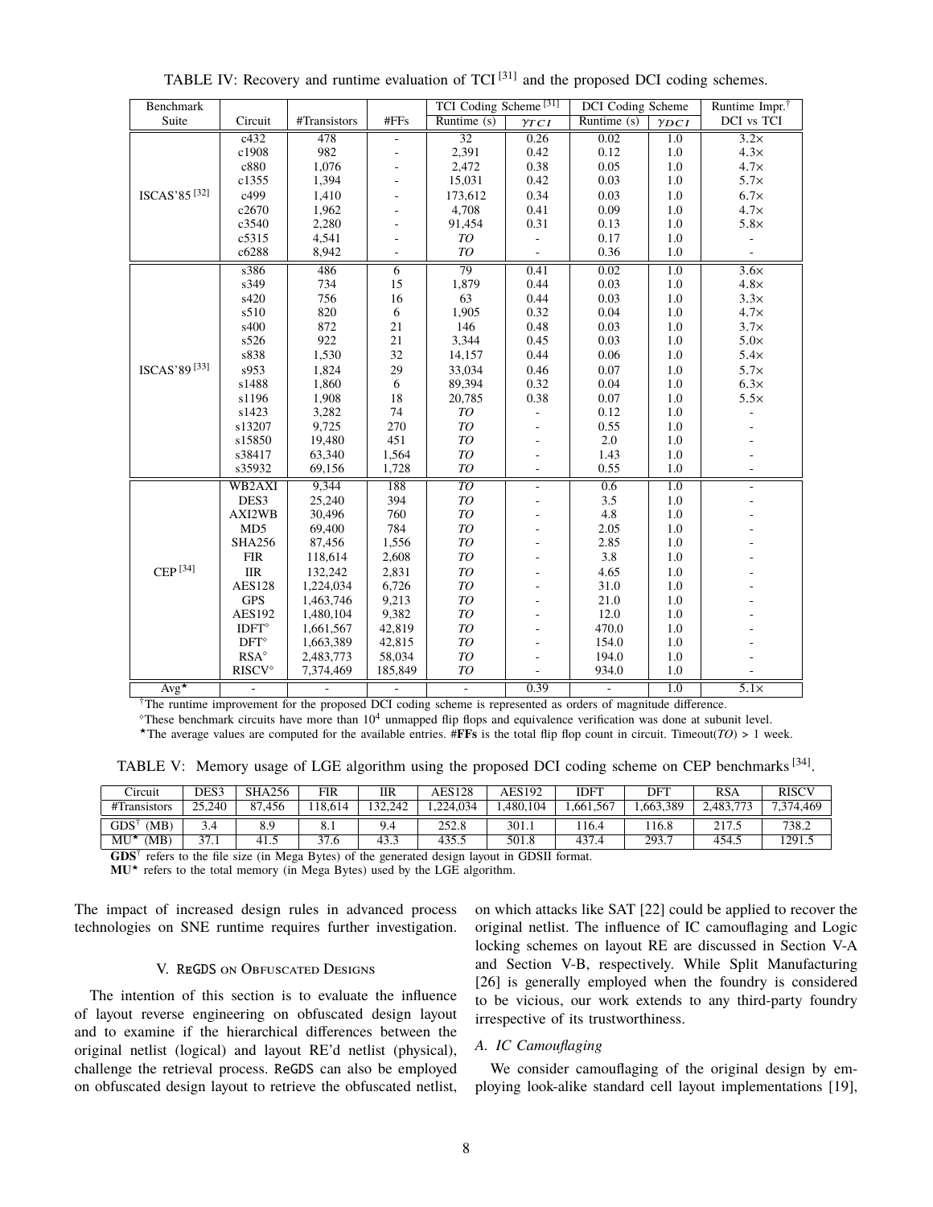TABLE IV: Recovery and runtime evaluation of TCI [31] and the proposed DCI coding schemes.

| Benchmark Suite | Circuit | #Transistors | #FFs | TCI Coding Scheme [31] | | DCI Coding Scheme | | Runtime Impr.† |
|---|---|---|---|---|---|---|---|---|
| | | | | Runtime (s) | $\gamma_{TCI}$ | Runtime (s) | $\gamma_{DCI}$ | DCI vs TCI |
| ISCAS'85 [32] | c432 | 478 | - | 32 | 0.26 | 0.02 | 1.0 | 3.2× |
| | c1908 | 982 | - | 2,391 | 0.42 | 0.12 | 1.0 | 4.3× |
| | c880 | 1,076 | - | 2,472 | 0.38 | 0.05 | 1.0 | 4.7× |
| | c1355 | 1,394 | - | 15,031 | 0.42 | 0.03 | 1.0 | 5.7× |
| | c499 | 1,410 | - | 173,612 | 0.34 | 0.03 | 1.0 | 6.7× |
| | c2670 | 1,962 | - | 4,708 | 0.41 | 0.09 | 1.0 | 4.7× |
| | c3540 | 2,280 | - | 91,454 | 0.31 | 0.13 | 1.0 | 5.8× |
| | c5315 | 4,541 | - | *TO* | - | 0.17 | 1.0 | - |
| | c6288 | 8,942 | - | *TO* | - | 0.36 | 1.0 | - |
| ISCAS'89 [33] | s386 | 486 | 6 | 79 | 0.41 | 0.02 | 1.0 | 3.6× |
| | s349 | 734 | 15 | 1,879 | 0.44 | 0.03 | 1.0 | 4.8× |
| | s420 | 756 | 16 | 63 | 0.44 | 0.03 | 1.0 | 3.3× |
| | s510 | 820 | 6 | 1,905 | 0.32 | 0.04 | 1.0 | 4.7× |
| | s400 | 872 | 21 | 146 | 0.48 | 0.03 | 1.0 | 3.7× |
| | s526 | 922 | 21 | 3,344 | 0.45 | 0.03 | 1.0 | 5.0× |
| | s838 | 1,530 | 32 | 14,157 | 0.44 | 0.06 | 1.0 | 5.4× |
| | s953 | 1,824 | 29 | 33,034 | 0.46 | 0.07 | 1.0 | 5.7× |
| | s1488 | 1,860 | 6 | 89,394 | 0.32 | 0.04 | 1.0 | 6.3× |
| | s1196 | 1,908 | 18 | 20,785 | 0.38 | 0.07 | 1.0 | 5.5× |
| | s1423 | 3,282 | 74 | *TO* | - | 0.12 | 1.0 | - |
| | s13207 | 9,725 | 270 | *TO* | - | 0.55 | 1.0 | - |
| | s15850 | 19,480 | 451 | *TO* | - | 2.0 | 1.0 | - |
| | s38417 | 63,340 | 1,564 | *TO* | - | 1.43 | 1.0 | - |
| | s35932 | 69,156 | 1,728 | *TO* | - | 0.55 | 1.0 | - |
| CEP [34] | WB2AXI | 9,344 | 188 | *TO* | - | 0.6 | 1.0 | - |
| | DES3 | 25,240 | 394 | *TO* | - | 3.5 | 1.0 | - |
| | AXI2WB | 30,496 | 760 | *TO* | - | 4.8 | 1.0 | - |
| | MD5 | 69,400 | 784 | *TO* | - | 2.05 | 1.0 | - |
| | SHA256 | 87,456 | 1,556 | *TO* | - | 2.85 | 1.0 | - |
| | FIR | 118,614 | 2,608 | *TO* | - | 3.8 | 1.0 | - |
| | IIR | 132,242 | 2,831 | *TO* | - | 4.65 | 1.0 | - |
| | AES128 | 1,224,034 | 6,726 | *TO* | - | 31.0 | 1.0 | - |
| | GPS | 1,463,746 | 9,213 | *TO* | - | 21.0 | 1.0 | - |
| | AES192 | 1,480,104 | 9,382 | *TO* | - | 12.0 | 1.0 | - |
| | IDFT◇ | 1,661,567 | 42,819 | *TO* | - | 470.0 | 1.0 | - |
| | DFT◇ | 1,663,389 | 42,815 | *TO* | - | 154.0 | 1.0 | - |
| | RSA◇ | 2,483,773 | 58,034 | *TO* | - | 194.0 | 1.0 | - |
| | RISCV◇ | 7,374,469 | 185,849 | *TO* | - | 934.0 | 1.0 | - |
| Avg⋆ | - | - | - | - | 0.39 | - | 1.0 | 5.1× |

†The runtime improvement for the proposed DCI coding scheme is represented as orders of magnitude difference.
◇These benchmark circuits have more than $10^4$ unmapped flip flops and equivalence verification was done at subunit level.
⋆The average values are computed for the available entries. **#FFs** is the total flip flop count in circuit. Timeout(*TO*) > 1 week.

TABLE V: Memory usage of LGE algorithm using the proposed DCI coding scheme on CEP benchmarks [34].

| Circuit | DES3 | SHA256 | FIR | IIR | AES128 | AES192 | IDFT | DFT | RSA | RISCV |
|---|---|---|---|---|---|---|---|---|---|---|
| #Transistors | 25,240 | 87,456 | 118,614 | 132,242 | 1,224,034 | 1,480,104 | 1,661,567 | 1,663,389 | 2,483,773 | 7,374,469 |
| GDS† (MB) | 3.4 | 8.9 | 8.1 | 9.4 | 252.8 | 301.1 | 116.4 | 116.8 | 217.5 | 738.2 |
| MU⋆ (MB) | 37.1 | 41.5 | 37.6 | 43.3 | 435.5 | 501.8 | 437.4 | 293.7 | 454.5 | 1291.5 |

**GDS**† refers to the file size (in Mega Bytes) of the generated design layout in GDSII format.
**MU**⋆ refers to the total memory (in Mega Bytes) used by the LGE algorithm.

The impact of increased design rules in advanced process technologies on SNE runtime requires further investigation.

## V. ReGDS on Obfuscated Designs

The intention of this section is to evaluate the influence of layout reverse engineering on obfuscated design layout and to examine if the hierarchical differences between the original netlist (logical) and layout RE'd netlist (physical), challenge the retrieval process. ReGDS can also be employed on obfuscated design layout to retrieve the obfuscated netlist, on which attacks like SAT [22] could be applied to recover the original netlist. The influence of IC camouflaging and Logic locking schemes on layout RE are discussed in Section V-A and Section V-B, respectively. While Split Manufacturing [26] is generally employed when the foundry is considered to be vicious, our work extends to any third-party foundry irrespective of its trustworthiness.

### A. IC Camouflaging

We consider camouflaging of the original design by employing look-alike standard cell layout implementations [19],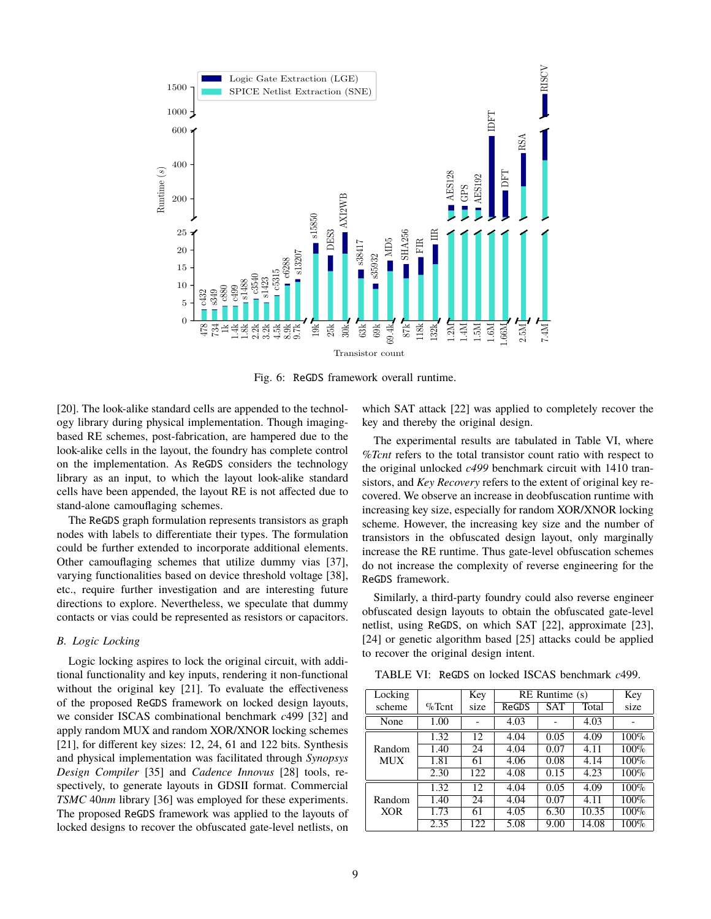Fig. 6: ReGDS framework overall runtime.

[20]. The look-alike standard cells are appended to the technology library during physical implementation. Though imaging-based RE schemes, post-fabrication, are hampered due to the look-alike cells in the layout, the foundry has complete control on the implementation. As ReGDS considers the technology library as an input, to which the layout look-alike standard cells have been appended, the layout RE is not affected due to stand-alone camouflaging schemes.

The ReGDS graph formulation represents transistors as graph nodes with labels to differentiate their types. The formulation could be further extended to incorporate additional elements. Other camouflaging schemes that utilize dummy vias [37], varying functionalities based on device threshold voltage [38], etc., require further investigation and are interesting future directions to explore. Nevertheless, we speculate that dummy contacts or vias could be represented as resistors or capacitors.

### B. Logic Locking

Logic locking aspires to lock the original circuit, with additional functionality and key inputs, rendering it non-functional without the original key [21]. To evaluate the effectiveness of the proposed ReGDS framework on locked design layouts, we consider ISCAS combinational benchmark *c*499 [32] and apply random MUX and random XOR/XNOR locking schemes [21], for different key sizes: 12, 24, 61 and 122 bits. Synthesis and physical implementation was facilitated through *Synopsys Design Compiler* [35] and *Cadence Innovus* [28] tools, respectively, to generate layouts in GDSII format. Commercial *TSMC* 40*nm* library [36] was employed for these experiments. The proposed ReGDS framework was applied to the layouts of locked designs to recover the obfuscated gate-level netlists, on which SAT attack [22] was applied to completely recover the key and thereby the original design.

The experimental results are tabulated in Table VI, where *%Tcnt* refers to the total transistor count ratio with respect to the original unlocked *c499* benchmark circuit with 1410 transistors, and *Key Recovery* refers to the extent of original key recovered. We observe an increase in deobfuscation runtime with increasing key size, especially for random XOR/XNOR locking scheme. However, the increasing key size and the number of transistors in the obfuscated design layout, only marginally increase the RE runtime. Thus gate-level obfuscation schemes do not increase the complexity of reverse engineering for the ReGDS framework.

Similarly, a third-party foundry could also reverse engineer obfuscated design layouts to obtain the obfuscated gate-level netlist, using ReGDS, on which SAT [22], approximate [23], [24] or genetic algorithm based [25] attacks could be applied to recover the original design intent.

TABLE VI: ReGDS on locked ISCAS benchmark *c*499.

| Locking scheme | %Tcnt | Key size | RE Runtime (s) | | | Key size |
|---|---|---|---|---|---|---|
| | | | ReGDS | SAT | Total | |
| None | 1.00 | - | 4.03 | - | 4.03 | - |
| Random MUX | 1.32 | 12 | 4.04 | 0.05 | 4.09 | 100% |
| | 1.40 | 24 | 4.04 | 0.07 | 4.11 | 100% |
| | 1.81 | 61 | 4.06 | 0.08 | 4.14 | 100% |
| | 2.30 | 122 | 4.08 | 0.15 | 4.23 | 100% |
| Random XOR | 1.32 | 12 | 4.04 | 0.05 | 4.09 | 100% |
| | 1.40 | 24 | 4.04 | 0.07 | 4.11 | 100% |
| | 1.73 | 61 | 4.05 | 6.30 | 10.35 | 100% |
| | 2.35 | 122 | 5.08 | 9.00 | 14.08 | 100% |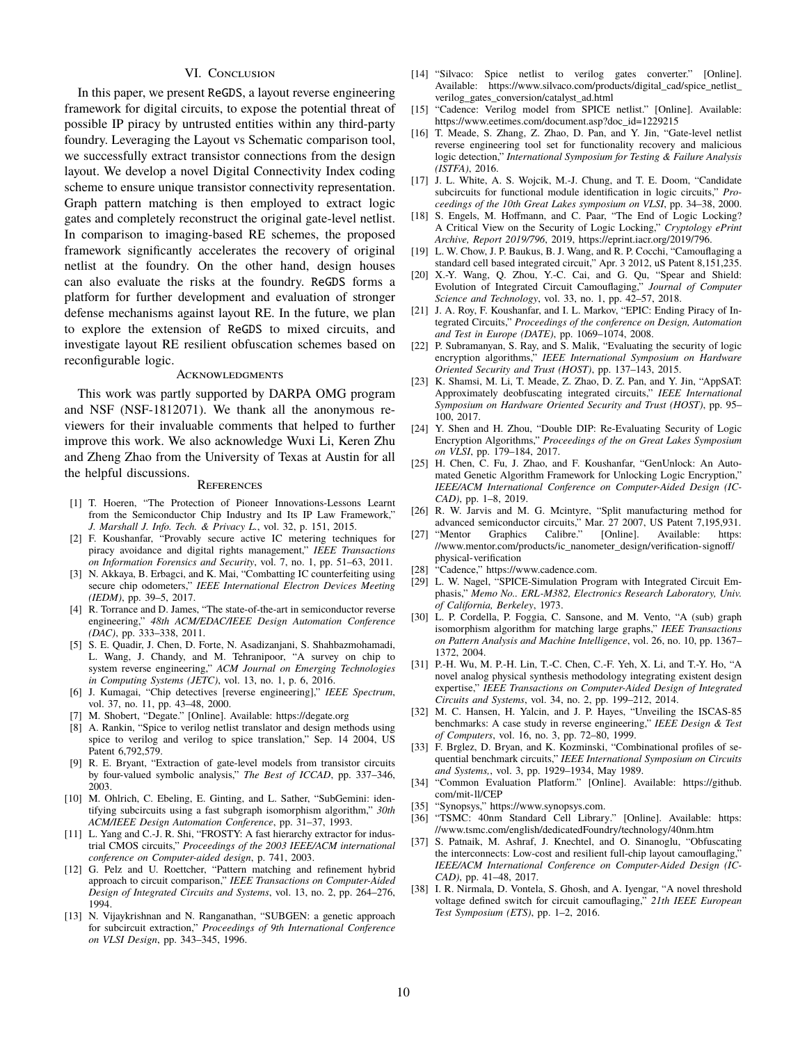## VI. Conclusion

In this paper, we present ReGDS, a layout reverse engineering framework for digital circuits, to expose the potential threat of possible IP piracy by untrusted entities within any third-party foundry. Leveraging the Layout vs Schematic comparison tool, we successfully extract transistor connections from the design layout. We develop a novel Digital Connectivity Index coding scheme to ensure unique transistor connectivity representation. Graph pattern matching is then employed to extract logic gates and completely reconstruct the original gate-level netlist. In comparison to imaging-based RE schemes, the proposed framework significantly accelerates the recovery of original netlist at the foundry. On the other hand, design houses can also evaluate the risks at the foundry. ReGDS forms a platform for further development and evaluation of stronger defense mechanisms against layout RE. In the future, we plan to explore the extension of ReGDS to mixed circuits, and investigate layout RE resilient obfuscation schemes based on reconfigurable logic.

## Acknowledgments

This work was partly supported by DARPA OMG program and NSF (NSF-1812071). We thank all the anonymous reviewers for their invaluable comments that helped to further improve this work. We also acknowledge Wuxi Li, Keren Zhu and Zheng Zhao from the University of Texas at Austin for all the helpful discussions.

## References

[1] T. Hoeren, "The Protection of Pioneer Innovations-Lessons Learnt from the Semiconductor Chip Industry and Its IP Law Framework," *J. Marshall J. Info. Tech. & Privacy L.*, vol. 32, p. 151, 2015.

[2] F. Koushanfar, "Provably secure active IC metering techniques for piracy avoidance and digital rights management," *IEEE Transactions on Information Forensics and Security*, vol. 7, no. 1, pp. 51–63, 2011.

[3] N. Akkaya, B. Erbagci, and K. Mai, "Combatting IC counterfeiting using secure chip odometers," *IEEE International Electron Devices Meeting (IEDM)*, pp. 39–5, 2017.

[4] R. Torrance and D. James, "The state-of-the-art in semiconductor reverse engineering," *48th ACM/EDAC/IEEE Design Automation Conference (DAC)*, pp. 333–338, 2011.

[5] S. E. Quadir, J. Chen, D. Forte, N. Asadizanjani, S. Shahbazmohamadi, L. Wang, J. Chandy, and M. Tehranipoor, "A survey on chip to system reverse engineering," *ACM Journal on Emerging Technologies in Computing Systems (JETC)*, vol. 13, no. 1, p. 6, 2016.

[6] J. Kumagai, "Chip detectives [reverse engineering]," *IEEE Spectrum*, vol. 37, no. 11, pp. 43–48, 2000.

[7] M. Shobert, "Degate." [Online]. Available: https://degate.org

[8] A. Rankin, "Spice to verilog netlist translator and design methods using spice to verilog and verilog to spice translation," Sep. 14 2004, US Patent 6,792,579.

[9] R. E. Bryant, "Extraction of gate-level models from transistor circuits by four-valued symbolic analysis," *The Best of ICCAD*, pp. 337–346, 2003.

[10] M. Ohlrich, C. Ebeling, E. Ginting, and L. Sather, "SubGemini: identifying subcircuits using a fast subgraph isomorphism algorithm," *30th ACM/IEEE Design Automation Conference*, pp. 31–37, 1993.

[11] L. Yang and C.-J. R. Shi, "FROSTY: A fast hierarchy extractor for industrial CMOS circuits," *Proceedings of the 2003 IEEE/ACM international conference on Computer-aided design*, p. 741, 2003.

[12] G. Pelz and U. Roettcher, "Pattern matching and refinement hybrid approach to circuit comparison," *IEEE Transactions on Computer-Aided Design of Integrated Circuits and Systems*, vol. 13, no. 2, pp. 264–276, 1994.

[13] N. Vijaykrishnan and N. Ranganathan, "SUBGEN: a genetic approach for subcircuit extraction," *Proceedings of 9th International Conference on VLSI Design*, pp. 343–345, 1996.

[14] "Silvaco: Spice netlist to verilog gates converter." [Online]. Available: https://www.silvaco.com/products/digital_cad/spice_netlist_verilog_gates_conversion/catalyst_ad.html

[15] "Cadence: Verilog model from SPICE netlist." [Online]. Available: https://www.eetimes.com/document.asp?doc_id=1229215

[16] T. Meade, S. Zhang, Z. Zhao, D. Pan, and Y. Jin, "Gate-level netlist reverse engineering tool set for functionality recovery and malicious logic detection," *International Symposium for Testing & Failure Analysis (ISTFA)*, 2016.

[17] J. L. White, A. S. Wojcik, M.-J. Chung, and T. E. Doom, "Candidate subcircuits for functional module identification in logic circuits," *Proceedings of the 10th Great Lakes symposium on VLSI*, pp. 34–38, 2000.

[18] S. Engels, M. Hoffmann, and C. Paar, "The End of Logic Locking? A Critical View on the Security of Logic Locking," *Cryptology ePrint Archive, Report 2019/796*, 2019, https://eprint.iacr.org/2019/796.

[19] L. W. Chow, J. P. Baukus, B. J. Wang, and R. P. Cocchi, "Camouflaging a standard cell based integrated circuit," Apr. 3 2012, uS Patent 8,151,235.

[20] X.-Y. Wang, Q. Zhou, Y.-C. Cai, and G. Qu, "Spear and Shield: Evolution of Integrated Circuit Camouflaging," *Journal of Computer Science and Technology*, vol. 33, no. 1, pp. 42–57, 2018.

[21] J. A. Roy, F. Koushanfar, and I. L. Markov, "EPIC: Ending Piracy of Integrated Circuits," *Proceedings of the conference on Design, Automation and Test in Europe (DATE)*, pp. 1069–1074, 2008.

[22] P. Subramanyan, S. Ray, and S. Malik, "Evaluating the security of logic encryption algorithms," *IEEE International Symposium on Hardware Oriented Security and Trust (HOST)*, pp. 137–143, 2015.

[23] K. Shamsi, M. Li, T. Meade, Z. Zhao, D. Z. Pan, and Y. Jin, "AppSAT: Approximately deobfuscating integrated circuits," *IEEE International Symposium on Hardware Oriented Security and Trust (HOST)*, pp. 95–100, 2017.

[24] Y. Shen and H. Zhou, "Double DIP: Re-Evaluating Security of Logic Encryption Algorithms," *Proceedings of the on Great Lakes Symposium on VLSI*, pp. 179–184, 2017.

[25] H. Chen, C. Fu, J. Zhao, and F. Koushanfar, "GenUnlock: An Automated Genetic Algorithm Framework for Unlocking Logic Encryption," *IEEE/ACM International Conference on Computer-Aided Design (ICCAD)*, pp. 1–8, 2019.

[26] R. W. Jarvis and M. G. Mcintyre, "Split manufacturing method for advanced semiconductor circuits," Mar. 27 2007, US Patent 7,195,931.

[27] "Mentor Graphics Calibre." [Online]. Available: https://www.mentor.com/products/ic_nanometer_design/verification-signoff/physical-verification

[28] "Cadence," https://www.cadence.com.

[29] L. W. Nagel, "SPICE-Simulation Program with Integrated Circuit Emphasis," *Memo No.. ERL-M382, Electronics Research Laboratory, Univ. of California, Berkeley*, 1973.

[30] L. P. Cordella, P. Foggia, C. Sansone, and M. Vento, "A (sub) graph isomorphism algorithm for matching large graphs," *IEEE Transactions on Pattern Analysis and Machine Intelligence*, vol. 26, no. 10, pp. 1367–1372, 2004.

[31] P.-H. Wu, M. P.-H. Lin, T.-C. Chen, C.-F. Yeh, X. Li, and T.-Y. Ho, "A novel analog physical synthesis methodology integrating existent design expertise," *IEEE Transactions on Computer-Aided Design of Integrated Circuits and Systems*, vol. 34, no. 2, pp. 199–212, 2014.

[32] M. C. Hansen, H. Yalcin, and J. P. Hayes, "Unveiling the ISCAS-85 benchmarks: A case study in reverse engineering," *IEEE Design & Test of Computers*, vol. 16, no. 3, pp. 72–80, 1999.

[33] F. Brglez, D. Bryan, and K. Kozminski, "Combinational profiles of sequential benchmark circuits," *IEEE International Symposium on Circuits and Systems,*, vol. 3, pp. 1929–1934, May 1989.

[34] "Common Evaluation Platform." [Online]. Available: https://github.com/mit-ll/CEP

[35] "Synopsys," https://www.synopsys.com.

[36] "TSMC: 40nm Standard Cell Library." [Online]. Available: https://www.tsmc.com/english/dedicatedFoundry/technology/40nm.htm

[37] S. Patnaik, M. Ashraf, J. Knechtel, and O. Sinanoglu, "Obfuscating the interconnects: Low-cost and resilient full-chip layout camouflaging," *IEEE/ACM International Conference on Computer-Aided Design (ICCAD)*, pp. 41–48, 2017.

[38] I. R. Nirmala, D. Vontela, S. Ghosh, and A. Iyengar, "A novel threshold voltage defined switch for circuit camouflaging," *21th IEEE European Test Symposium (ETS)*, pp. 1–2, 2016.